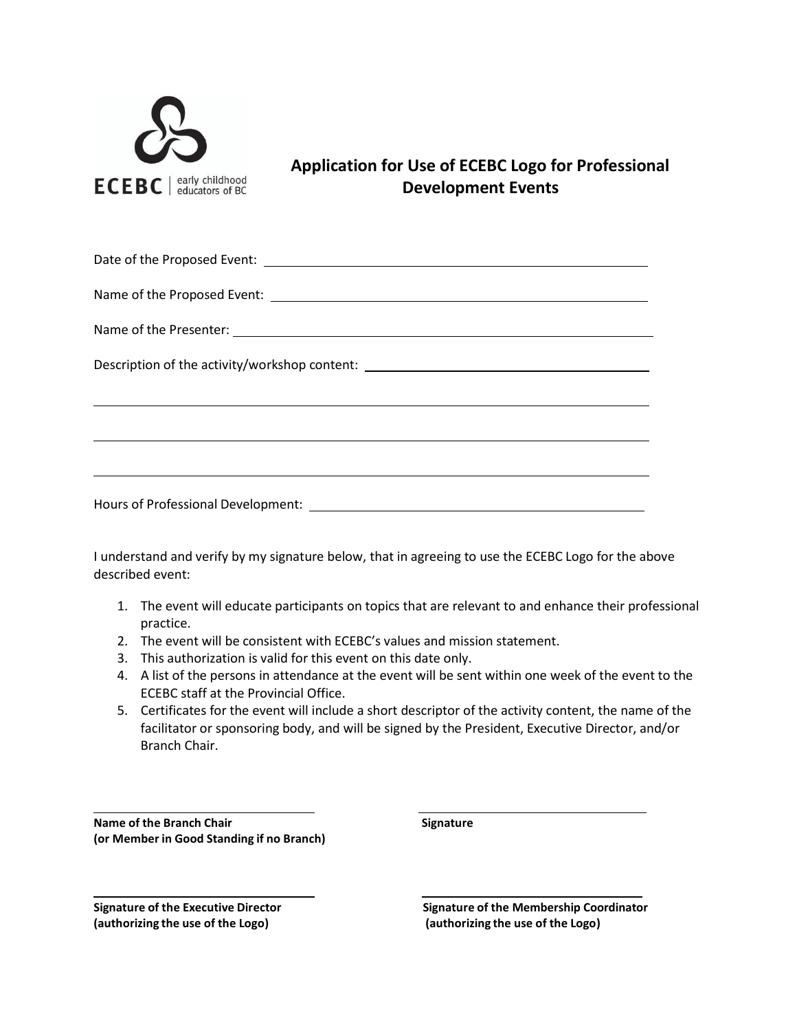ECEBC | early childhood educators of BC

# Application for Use of ECEBC Logo for Professional Development Events

Date of the Proposed Event: ______________________________________________

Name of the Proposed Event: ______________________________________________

Name of the Presenter: ______________________________________________

Description of the activity/workshop content: ______________________________________________

______________________________________________

______________________________________________

______________________________________________

Hours of Professional Development: ______________________________________________

I understand and verify by my signature below, that in agreeing to use the ECEBC Logo for the above described event:

1. The event will educate participants on topics that are relevant to and enhance their professional practice.
2. The event will be consistent with ECEBC's values and mission statement.
3. This authorization is valid for this event on this date only.
4. A list of the persons in attendance at the event will be sent within one week of the event to the ECEBC staff at the Provincial Office.
5. Certificates for the event will include a short descriptor of the activity content, the name of the facilitator or sponsoring body, and will be signed by the President, Executive Director, and/or Branch Chair.

______________________________

**Name of the Branch Chair**
**(or Member in Good Standing if no Branch)**

______________________________

**Signature**

______________________________

**Signature of the Executive Director**
**(authorizing the use of the Logo)**

______________________________

**Signature of the Membership Coordinator**
**(authorizing the use of the Logo)**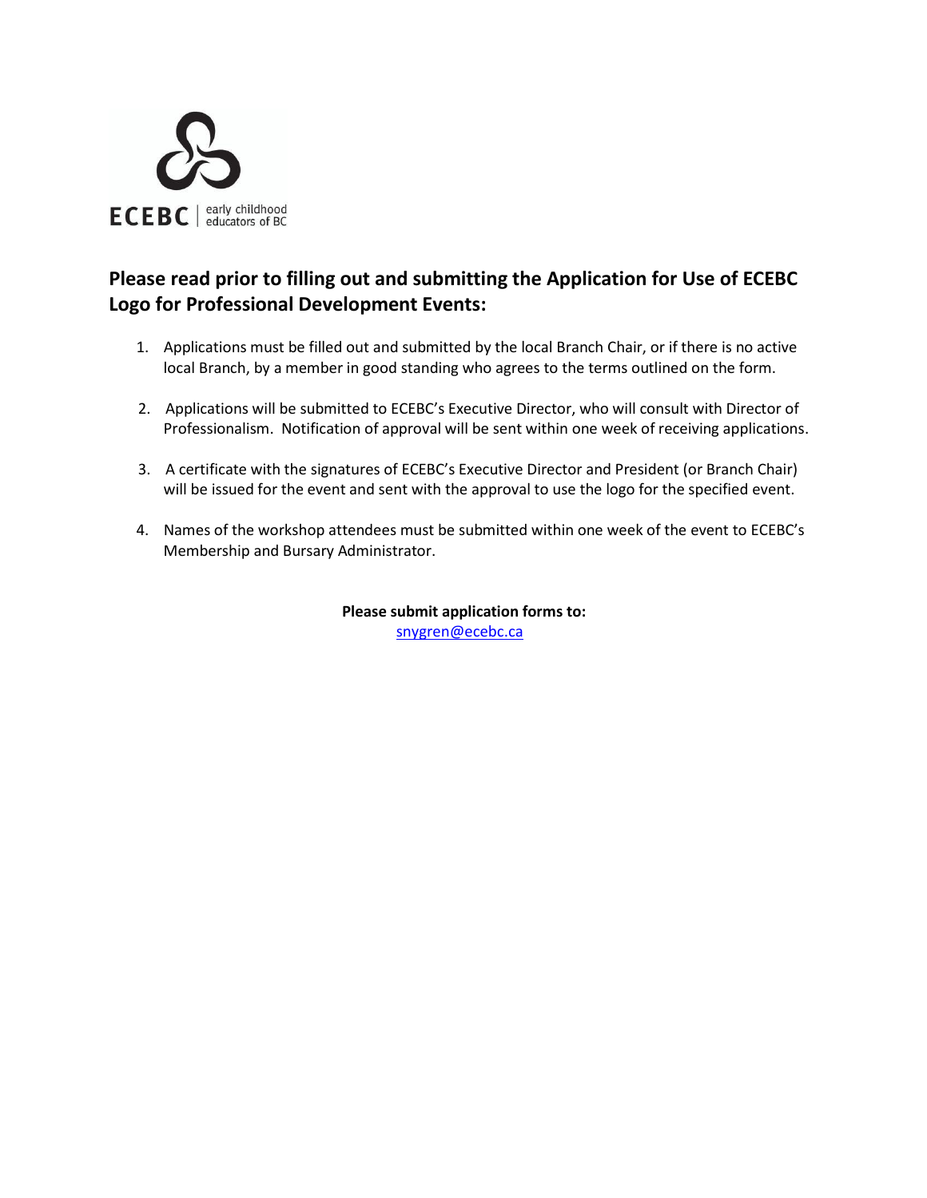ECEBC | early childhood educators of BC

## Please read prior to filling out and submitting the Application for Use of ECEBC Logo for Professional Development Events:

1. Applications must be filled out and submitted by the local Branch Chair, or if there is no active local Branch, by a member in good standing who agrees to the terms outlined on the form.

2. Applications will be submitted to ECEBC's Executive Director, who will consult with Director of Professionalism. Notification of approval will be sent within one week of receiving applications.

3. A certificate with the signatures of ECEBC's Executive Director and President (or Branch Chair) will be issued for the event and sent with the approval to use the logo for the specified event.

4. Names of the workshop attendees must be submitted within one week of the event to ECEBC's Membership and Bursary Administrator.

**Please submit application forms to:**
snygren@ecebc.ca